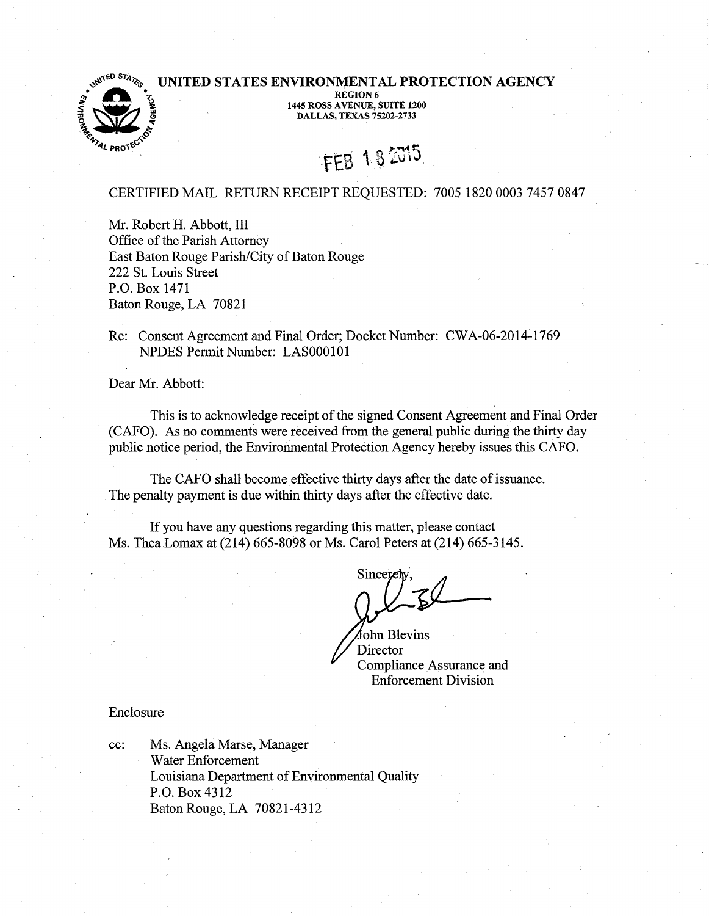# UNITED STATES ENVIRONMENTAL PROTECTION AGENCY

REGION 6
1445 ROSS AVENUE, SUITE 1200
DALLAS, TEXAS 75202-2733

FEB 18 2015

CERTIFIED MAIL–RETURN RECEIPT REQUESTED: 7005 1820 0003 7457 0847

Mr. Robert H. Abbott, III
Office of the Parish Attorney
East Baton Rouge Parish/City of Baton Rouge
222 St. Louis Street
P.O. Box 1471
Baton Rouge, LA 70821

Re: Consent Agreement and Final Order; Docket Number: CWA-06-2014-1769
NPDES Permit Number: LAS000101

Dear Mr. Abbott:

This is to acknowledge receipt of the signed Consent Agreement and Final Order (CAFO). As no comments were received from the general public during the thirty day public notice period, the Environmental Protection Agency hereby issues this CAFO.

The CAFO shall become effective thirty days after the date of issuance. The penalty payment is due within thirty days after the effective date.

If you have any questions regarding this matter, please contact Ms. Thea Lomax at (214) 665-8098 or Ms. Carol Peters at (214) 665-3145.

Sincerely,

John Blevins
Director
Compliance Assurance and Enforcement Division

Enclosure

cc: Ms. Angela Marse, Manager
Water Enforcement
Louisiana Department of Environmental Quality
P.O. Box 4312
Baton Rouge, LA 70821-4312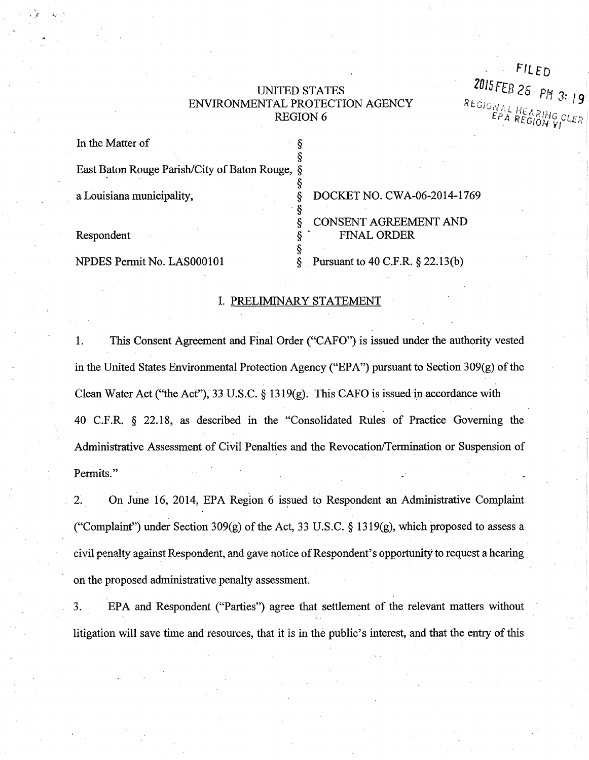FILED
2015 FEB 26 PM 3:19
REGIONAL HEARING CLERK
EPA REGION VI

UNITED STATES
ENVIRONMENTAL PROTECTION AGENCY
REGION 6

| | | |
|---|---|---|
| In the Matter of | § | |
| | § | |
| East Baton Rouge Parish/City of Baton Rouge, | § | |
| | § | |
| a Louisiana municipality, | § | DOCKET NO. CWA-06-2014-1769 |
| | § | |
| | § | CONSENT AGREEMENT AND |
| Respondent | § | FINAL ORDER |
| | § | |
| NPDES Permit No. LAS000101 | § | Pursuant to 40 C.F.R. § 22.13(b) |

## I. PRELIMINARY STATEMENT

1. This Consent Agreement and Final Order ("CAFO") is issued under the authority vested in the United States Environmental Protection Agency ("EPA") pursuant to Section 309(g) of the Clean Water Act ("the Act"), 33 U.S.C. § 1319(g). This CAFO is issued in accordance with 40 C.F.R. § 22.18, as described in the "Consolidated Rules of Practice Governing the Administrative Assessment of Civil Penalties and the Revocation/Termination or Suspension of Permits."

2. On June 16, 2014, EPA Region 6 issued to Respondent an Administrative Complaint ("Complaint") under Section 309(g) of the Act, 33 U.S.C. § 1319(g), which proposed to assess a civil penalty against Respondent, and gave notice of Respondent's opportunity to request a hearing on the proposed administrative penalty assessment.

3. EPA and Respondent ("Parties") agree that settlement of the relevant matters without litigation will save time and resources, that it is in the public's interest, and that the entry of this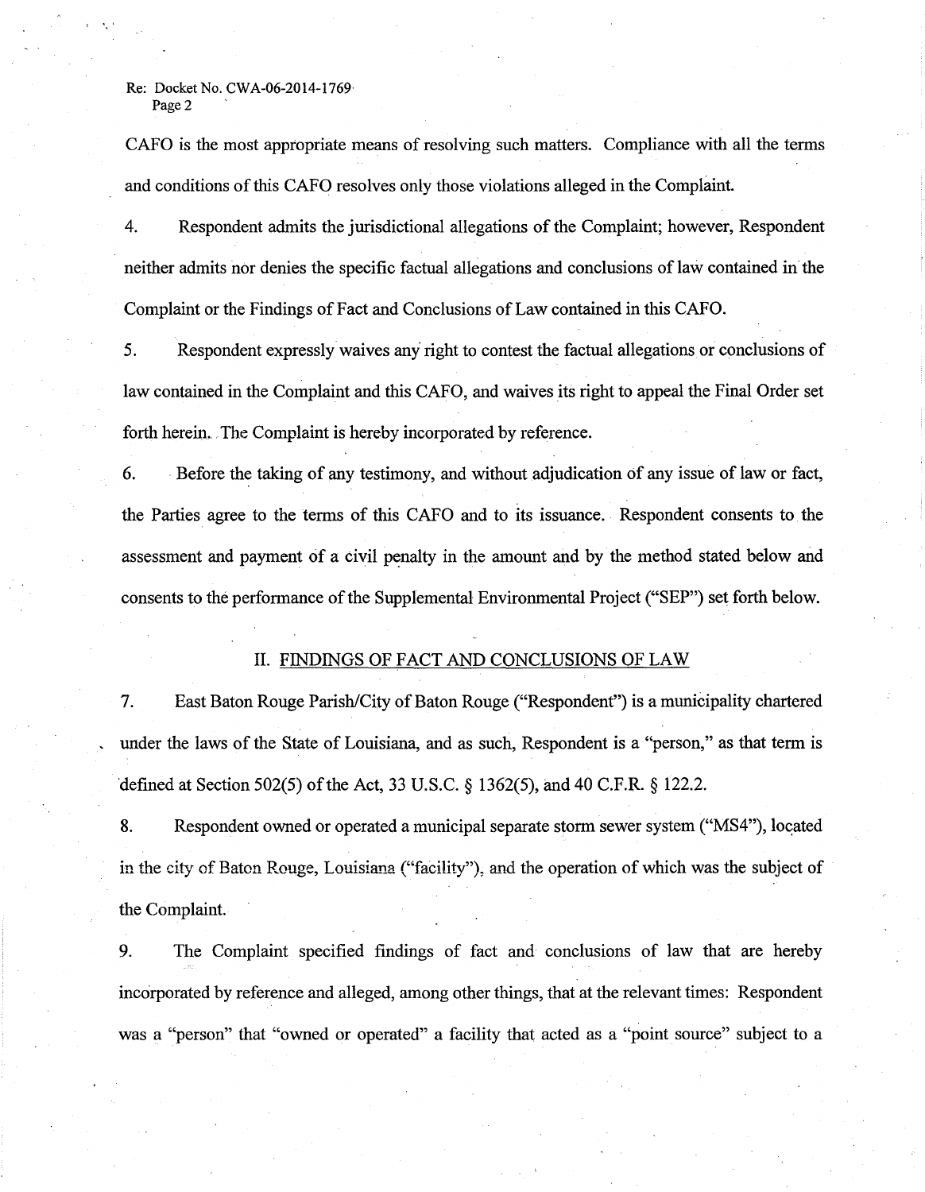CAFO is the most appropriate means of resolving such matters. Compliance with all the terms and conditions of this CAFO resolves only those violations alleged in the Complaint.

4. Respondent admits the jurisdictional allegations of the Complaint; however, Respondent neither admits nor denies the specific factual allegations and conclusions of law contained in the Complaint or the Findings of Fact and Conclusions of Law contained in this CAFO.

5. Respondent expressly waives any right to contest the factual allegations or conclusions of law contained in the Complaint and this CAFO, and waives its right to appeal the Final Order set forth herein. The Complaint is hereby incorporated by reference.

6. Before the taking of any testimony, and without adjudication of any issue of law or fact, the Parties agree to the terms of this CAFO and to its issuance. Respondent consents to the assessment and payment of a civil penalty in the amount and by the method stated below and consents to the performance of the Supplemental Environmental Project ("SEP") set forth below.

## II. FINDINGS OF FACT AND CONCLUSIONS OF LAW

7. East Baton Rouge Parish/City of Baton Rouge ("Respondent") is a municipality chartered under the laws of the State of Louisiana, and as such, Respondent is a "person," as that term is defined at Section 502(5) of the Act, 33 U.S.C. § 1362(5), and 40 C.F.R. § 122.2.

8. Respondent owned or operated a municipal separate storm sewer system ("MS4"), located in the city of Baton Rouge, Louisiana ("facility"), and the operation of which was the subject of the Complaint.

9. The Complaint specified findings of fact and conclusions of law that are hereby incorporated by reference and alleged, among other things, that at the relevant times: Respondent was a "person" that "owned or operated" a facility that acted as a "point source" subject to a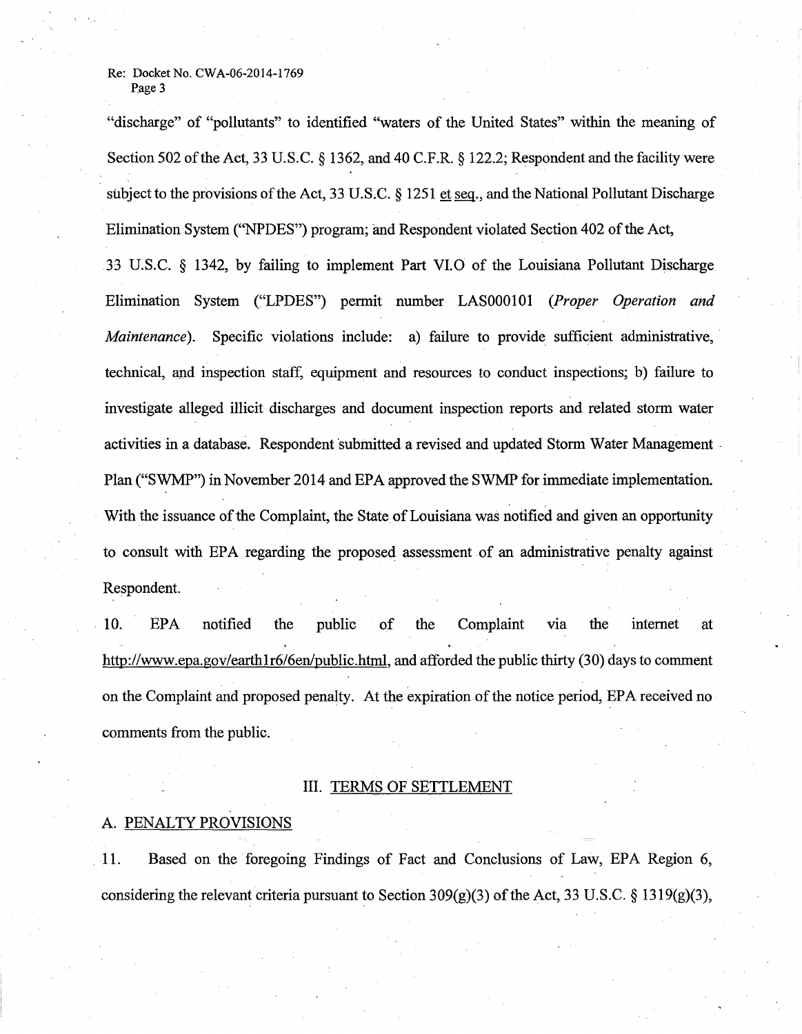"discharge" of "pollutants" to identified "waters of the United States" within the meaning of Section 502 of the Act, 33 U.S.C. § 1362, and 40 C.F.R. § 122.2; Respondent and the facility were subject to the provisions of the Act, 33 U.S.C. § 1251 et seq., and the National Pollutant Discharge Elimination System ("NPDES") program; and Respondent violated Section 402 of the Act, 33 U.S.C. § 1342, by failing to implement Part VI.O of the Louisiana Pollutant Discharge Elimination System ("LPDES") permit number LAS000101 (*Proper Operation and Maintenance*). Specific violations include: a) failure to provide sufficient administrative, technical, and inspection staff, equipment and resources to conduct inspections; b) failure to investigate alleged illicit discharges and document inspection reports and related storm water activities in a database. Respondent submitted a revised and updated Storm Water Management Plan ("SWMP") in November 2014 and EPA approved the SWMP for immediate implementation. With the issuance of the Complaint, the State of Louisiana was notified and given an opportunity to consult with EPA regarding the proposed assessment of an administrative penalty against Respondent.

10. EPA notified the public of the Complaint via the internet at http://www.epa.gov/earth1r6/6en/public.html, and afforded the public thirty (30) days to comment on the Complaint and proposed penalty. At the expiration of the notice period, EPA received no comments from the public.

## III. TERMS OF SETTLEMENT

### A. PENALTY PROVISIONS

11. Based on the foregoing Findings of Fact and Conclusions of Law, EPA Region 6, considering the relevant criteria pursuant to Section 309(g)(3) of the Act, 33 U.S.C. § 1319(g)(3),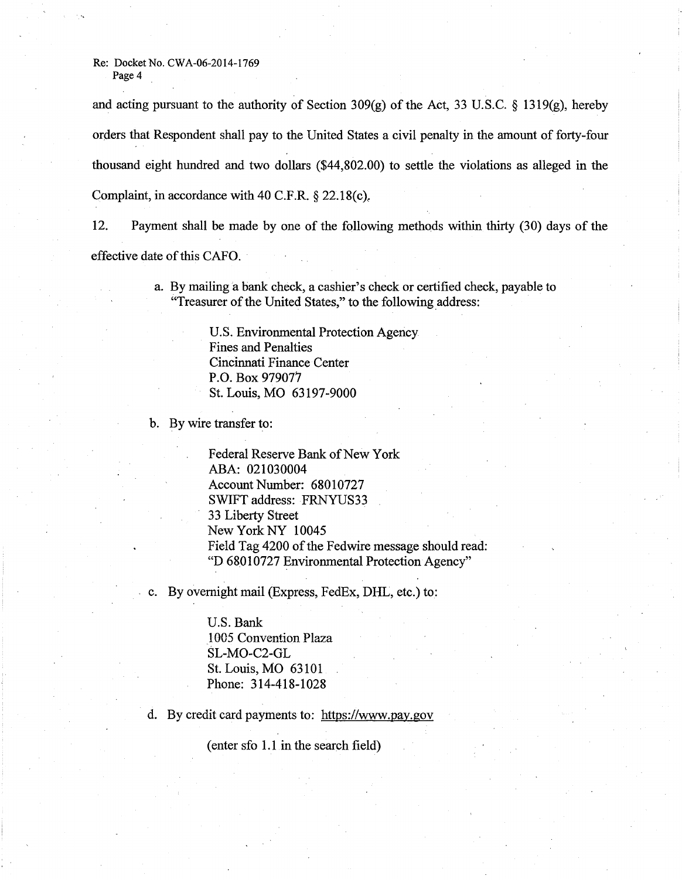and acting pursuant to the authority of Section 309(g) of the Act, 33 U.S.C. § 1319(g), hereby orders that Respondent shall pay to the United States a civil penalty in the amount of forty-four thousand eight hundred and two dollars ($44,802.00) to settle the violations as alleged in the Complaint, in accordance with 40 C.F.R. § 22.18(c).

12. Payment shall be made by one of the following methods within thirty (30) days of the effective date of this CAFO.

a. By mailing a bank check, a cashier's check or certified check, payable to "Treasurer of the United States," to the following address:

   U.S. Environmental Protection Agency
   Fines and Penalties
   Cincinnati Finance Center
   P.O. Box 979077
   St. Louis, MO 63197-9000

b. By wire transfer to:

   Federal Reserve Bank of New York
   ABA: 021030004
   Account Number: 68010727
   SWIFT address: FRNYUS33
   33 Liberty Street
   New York NY 10045
   Field Tag 4200 of the Fedwire message should read:
   "D 68010727 Environmental Protection Agency"

c. By overnight mail (Express, FedEx, DHL, etc.) to:

   U.S. Bank
   1005 Convention Plaza
   SL-MO-C2-GL
   St. Louis, MO 63101
   Phone: 314-418-1028

d. By credit card payments to: https://www.pay.gov

   (enter sfo 1.1 in the search field)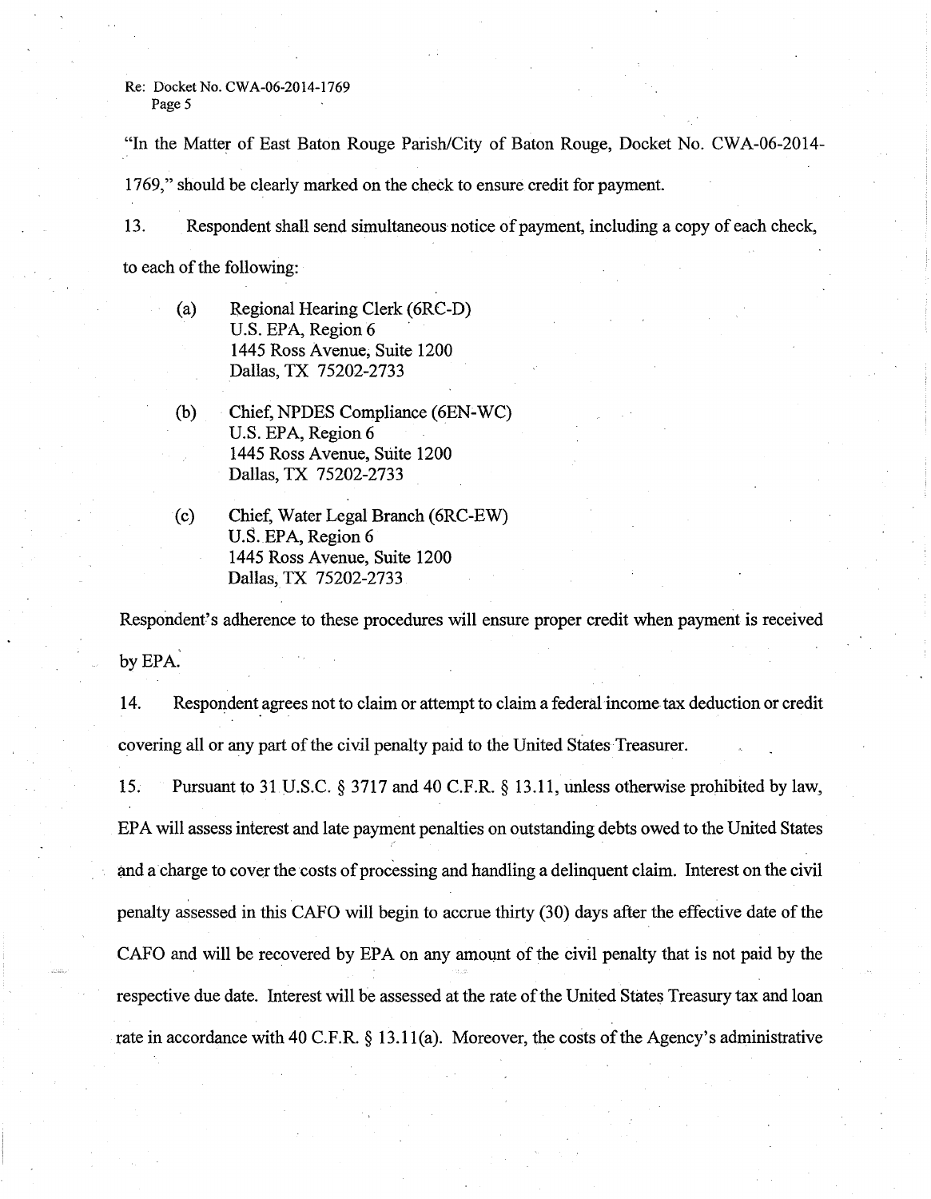"In the Matter of East Baton Rouge Parish/City of Baton Rouge, Docket No. CWA-06-2014-1769," should be clearly marked on the check to ensure credit for payment.

13. Respondent shall send simultaneous notice of payment, including a copy of each check, to each of the following:

(a) Regional Hearing Clerk (6RC-D)
U.S. EPA, Region 6
1445 Ross Avenue, Suite 1200
Dallas, TX 75202-2733

(b) Chief, NPDES Compliance (6EN-WC)
U.S. EPA, Region 6
1445 Ross Avenue, Suite 1200
Dallas, TX 75202-2733

(c) Chief, Water Legal Branch (6RC-EW)
U.S. EPA, Region 6
1445 Ross Avenue, Suite 1200
Dallas, TX 75202-2733

Respondent's adherence to these procedures will ensure proper credit when payment is received by EPA.

14. Respondent agrees not to claim or attempt to claim a federal income tax deduction or credit covering all or any part of the civil penalty paid to the United States Treasurer.

15. Pursuant to 31 U.S.C. § 3717 and 40 C.F.R. § 13.11, unless otherwise prohibited by law, EPA will assess interest and late payment penalties on outstanding debts owed to the United States and a charge to cover the costs of processing and handling a delinquent claim. Interest on the civil penalty assessed in this CAFO will begin to accrue thirty (30) days after the effective date of the CAFO and will be recovered by EPA on any amount of the civil penalty that is not paid by the respective due date. Interest will be assessed at the rate of the United States Treasury tax and loan rate in accordance with 40 C.F.R. § 13.11(a). Moreover, the costs of the Agency's administrative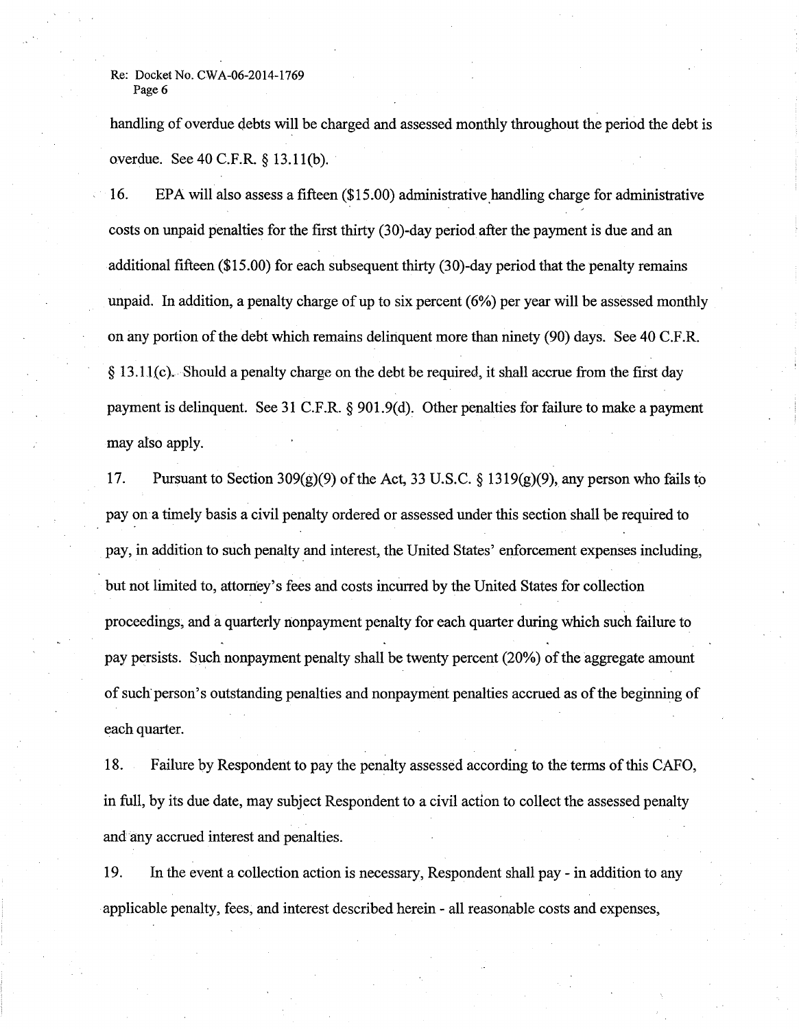handling of overdue debts will be charged and assessed monthly throughout the period the debt is overdue. See 40 C.F.R. § 13.11(b).

16. EPA will also assess a fifteen ($15.00) administrative handling charge for administrative costs on unpaid penalties for the first thirty (30)-day period after the payment is due and an additional fifteen ($15.00) for each subsequent thirty (30)-day period that the penalty remains unpaid. In addition, a penalty charge of up to six percent (6%) per year will be assessed monthly on any portion of the debt which remains delinquent more than ninety (90) days. See 40 C.F.R. § 13.11(c). Should a penalty charge on the debt be required, it shall accrue from the first day payment is delinquent. See 31 C.F.R. § 901.9(d). Other penalties for failure to make a payment may also apply.

17. Pursuant to Section 309(g)(9) of the Act, 33 U.S.C. § 1319(g)(9), any person who fails to pay on a timely basis a civil penalty ordered or assessed under this section shall be required to pay, in addition to such penalty and interest, the United States' enforcement expenses including, but not limited to, attorney's fees and costs incurred by the United States for collection proceedings, and a quarterly nonpayment penalty for each quarter during which such failure to pay persists. Such nonpayment penalty shall be twenty percent (20%) of the aggregate amount of such person's outstanding penalties and nonpayment penalties accrued as of the beginning of each quarter.

18. Failure by Respondent to pay the penalty assessed according to the terms of this CAFO, in full, by its due date, may subject Respondent to a civil action to collect the assessed penalty and any accrued interest and penalties.

19. In the event a collection action is necessary, Respondent shall pay - in addition to any applicable penalty, fees, and interest described herein - all reasonable costs and expenses,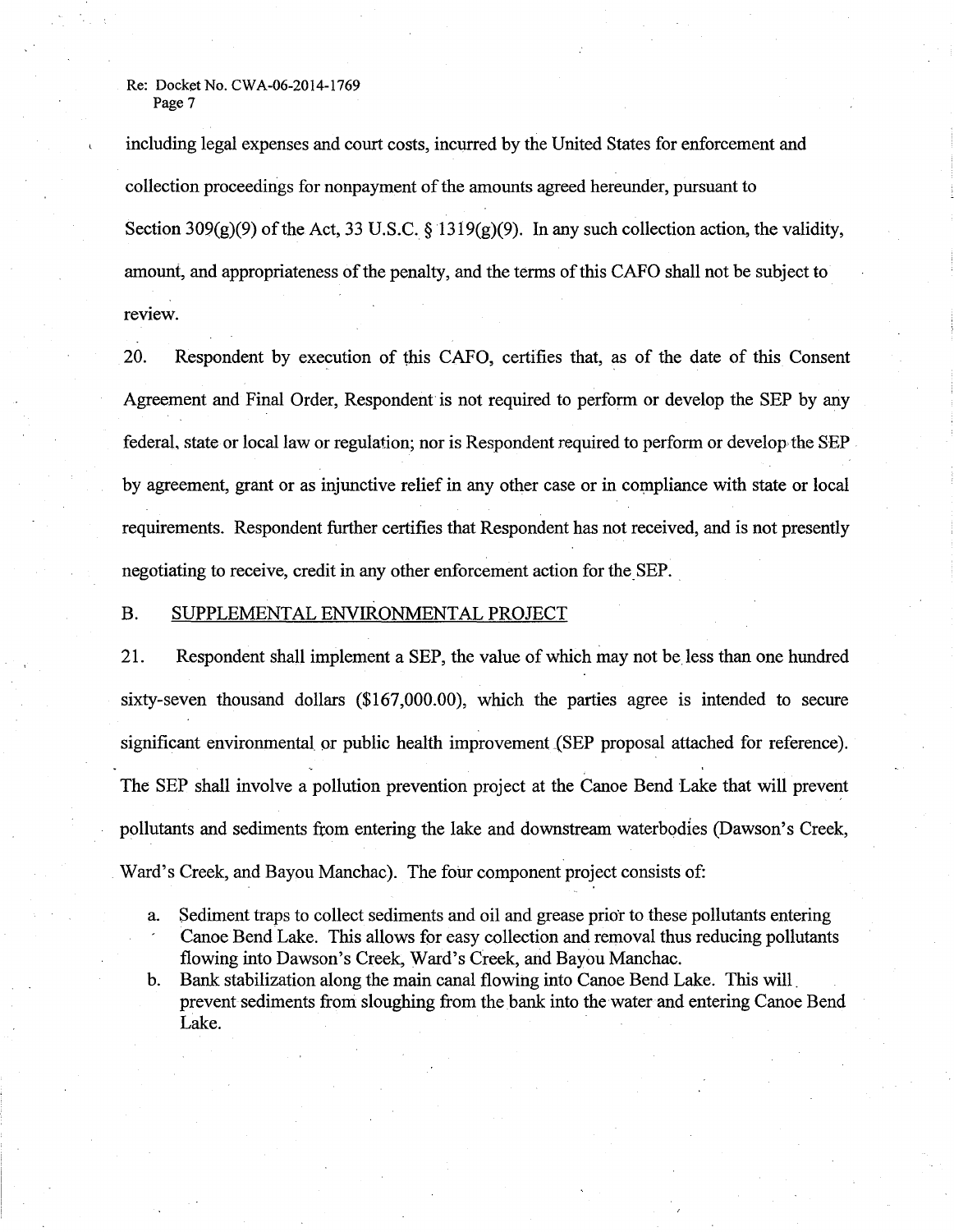including legal expenses and court costs, incurred by the United States for enforcement and collection proceedings for nonpayment of the amounts agreed hereunder, pursuant to Section 309(g)(9) of the Act, 33 U.S.C. § 1319(g)(9). In any such collection action, the validity, amount, and appropriateness of the penalty, and the terms of this CAFO shall not be subject to review.

20. Respondent by execution of this CAFO, certifies that, as of the date of this Consent Agreement and Final Order, Respondent is not required to perform or develop the SEP by any federal, state or local law or regulation; nor is Respondent required to perform or develop the SEP by agreement, grant or as injunctive relief in any other case or in compliance with state or local requirements. Respondent further certifies that Respondent has not received, and is not presently negotiating to receive, credit in any other enforcement action for the SEP.

## B. SUPPLEMENTAL ENVIRONMENTAL PROJECT

21. Respondent shall implement a SEP, the value of which may not be less than one hundred sixty-seven thousand dollars ($167,000.00), which the parties agree is intended to secure significant environmental or public health improvement (SEP proposal attached for reference). The SEP shall involve a pollution prevention project at the Canoe Bend Lake that will prevent pollutants and sediments from entering the lake and downstream waterbodies (Dawson's Creek, Ward's Creek, and Bayou Manchac). The four component project consists of:

a. Sediment traps to collect sediments and oil and grease prior to these pollutants entering Canoe Bend Lake. This allows for easy collection and removal thus reducing pollutants flowing into Dawson's Creek, Ward's Creek, and Bayou Manchac.
b. Bank stabilization along the main canal flowing into Canoe Bend Lake. This will prevent sediments from sloughing from the bank into the water and entering Canoe Bend Lake.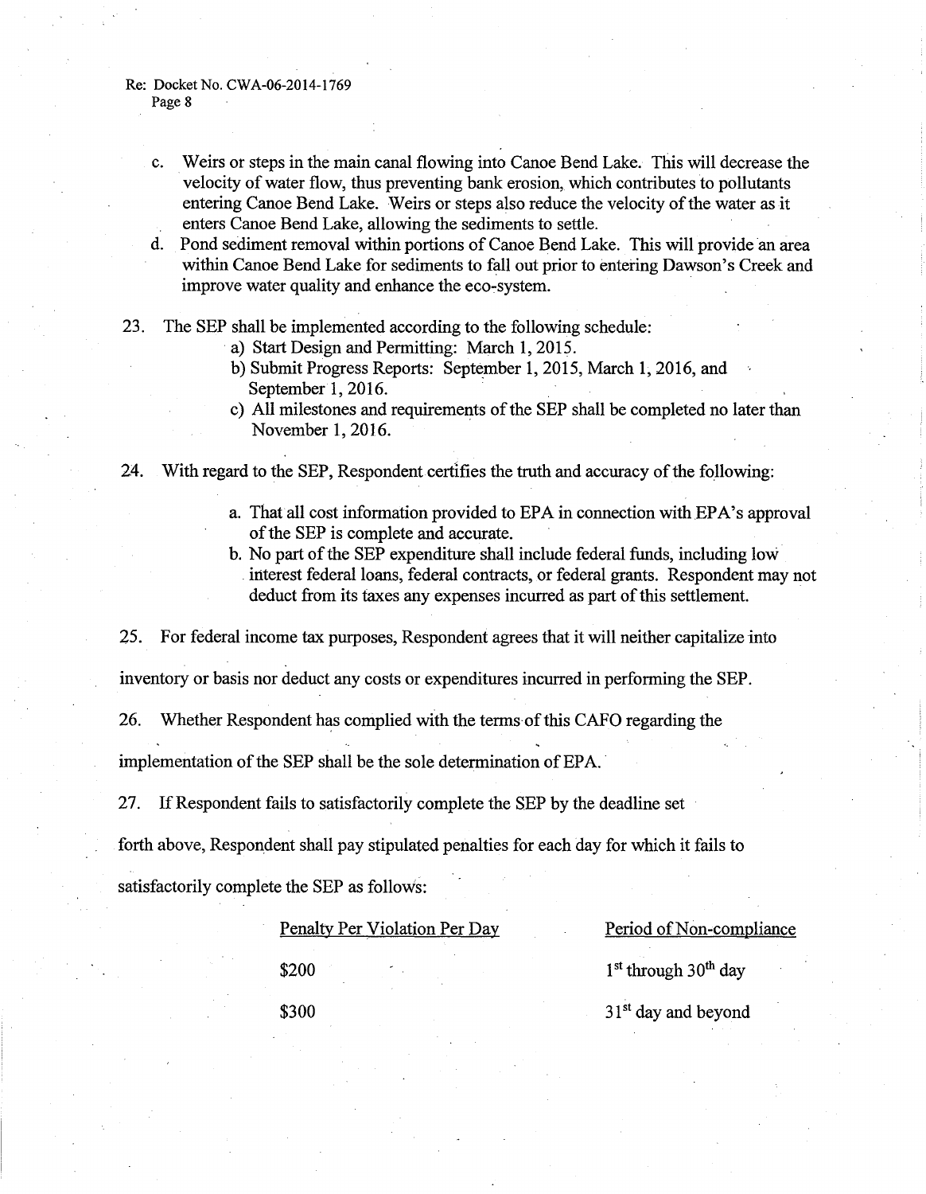c. Weirs or steps in the main canal flowing into Canoe Bend Lake. This will decrease the velocity of water flow, thus preventing bank erosion, which contributes to pollutants entering Canoe Bend Lake. Weirs or steps also reduce the velocity of the water as it enters Canoe Bend Lake, allowing the sediments to settle.
d. Pond sediment removal within portions of Canoe Bend Lake. This will provide an area within Canoe Bend Lake for sediments to fall out prior to entering Dawson's Creek and improve water quality and enhance the eco-system.

23. The SEP shall be implemented according to the following schedule:
    a) Start Design and Permitting: March 1, 2015.
    b) Submit Progress Reports: September 1, 2015, March 1, 2016, and September 1, 2016.
    c) All milestones and requirements of the SEP shall be completed no later than November 1, 2016.

24. With regard to the SEP, Respondent certifies the truth and accuracy of the following:
    a. That all cost information provided to EPA in connection with EPA's approval of the SEP is complete and accurate.
    b. No part of the SEP expenditure shall include federal funds, including low interest federal loans, federal contracts, or federal grants. Respondent may not deduct from its taxes any expenses incurred as part of this settlement.

25. For federal income tax purposes, Respondent agrees that it will neither capitalize into inventory or basis nor deduct any costs or expenditures incurred in performing the SEP.

26. Whether Respondent has complied with the terms of this CAFO regarding the implementation of the SEP shall be the sole determination of EPA.

27. If Respondent fails to satisfactorily complete the SEP by the deadline set forth above, Respondent shall pay stipulated penalties for each day for which it fails to satisfactorily complete the SEP as follows:

| Penalty Per Violation Per Day | Period of Non-compliance |
|---|---|
| $200 | 1st through 30th day |
| $300 | 31st day and beyond |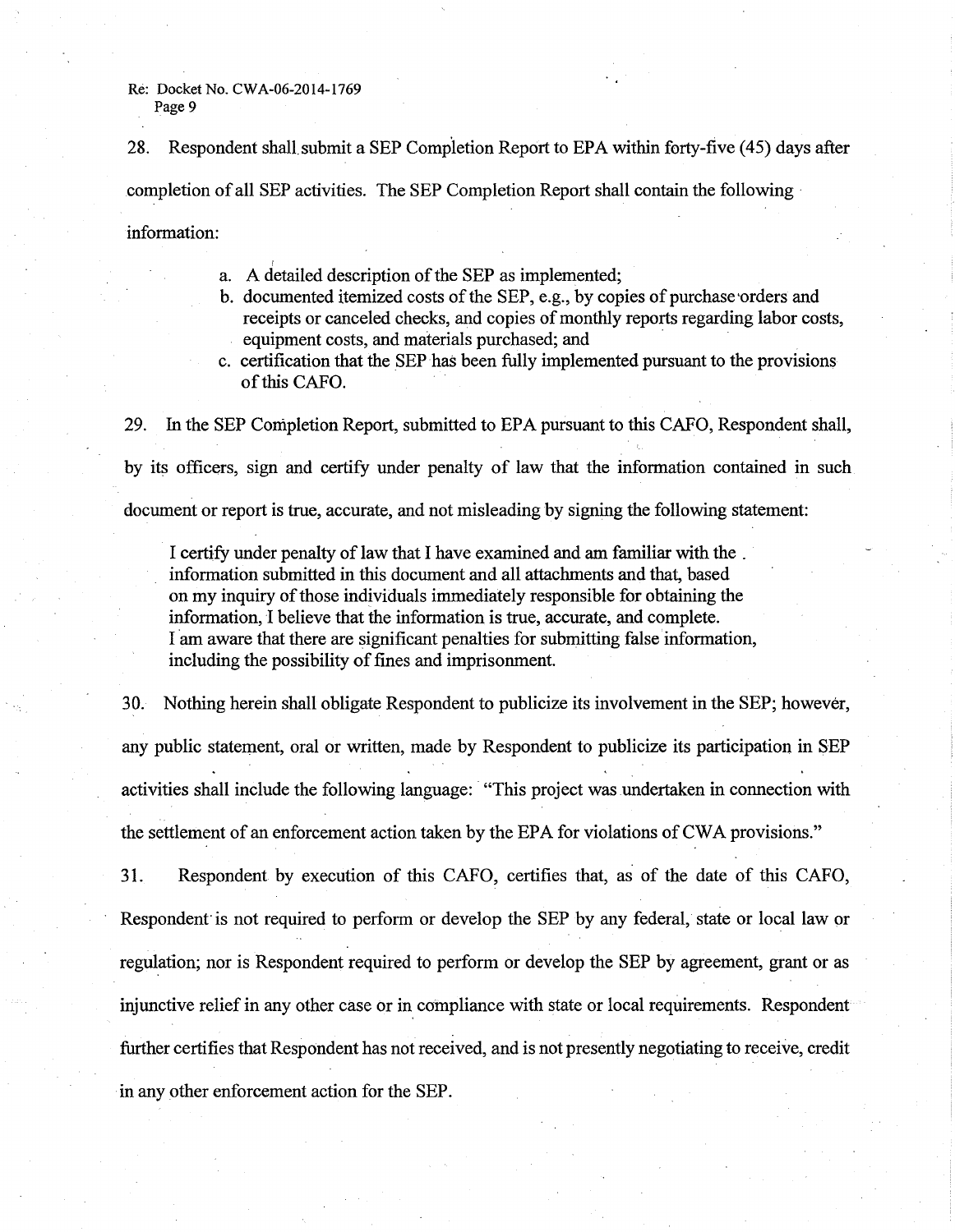28. Respondent shall submit a SEP Completion Report to EPA within forty-five (45) days after completion of all SEP activities. The SEP Completion Report shall contain the following information:

a. A detailed description of the SEP as implemented;
b. documented itemized costs of the SEP, e.g., by copies of purchase orders and receipts or canceled checks, and copies of monthly reports regarding labor costs, equipment costs, and materials purchased; and
c. certification that the SEP has been fully implemented pursuant to the provisions of this CAFO.

29. In the SEP Completion Report, submitted to EPA pursuant to this CAFO, Respondent shall, by its officers, sign and certify under penalty of law that the information contained in such document or report is true, accurate, and not misleading by signing the following statement:

> I certify under penalty of law that I have examined and am familiar with the information submitted in this document and all attachments and that, based on my inquiry of those individuals immediately responsible for obtaining the information, I believe that the information is true, accurate, and complete. I am aware that there are significant penalties for submitting false information, including the possibility of fines and imprisonment.

30. Nothing herein shall obligate Respondent to publicize its involvement in the SEP; however, any public statement, oral or written, made by Respondent to publicize its participation in SEP activities shall include the following language: "This project was undertaken in connection with the settlement of an enforcement action taken by the EPA for violations of CWA provisions."

31. Respondent by execution of this CAFO, certifies that, as of the date of this CAFO, Respondent is not required to perform or develop the SEP by any federal, state or local law or regulation; nor is Respondent required to perform or develop the SEP by agreement, grant or as injunctive relief in any other case or in compliance with state or local requirements. Respondent further certifies that Respondent has not received, and is not presently negotiating to receive, credit in any other enforcement action for the SEP.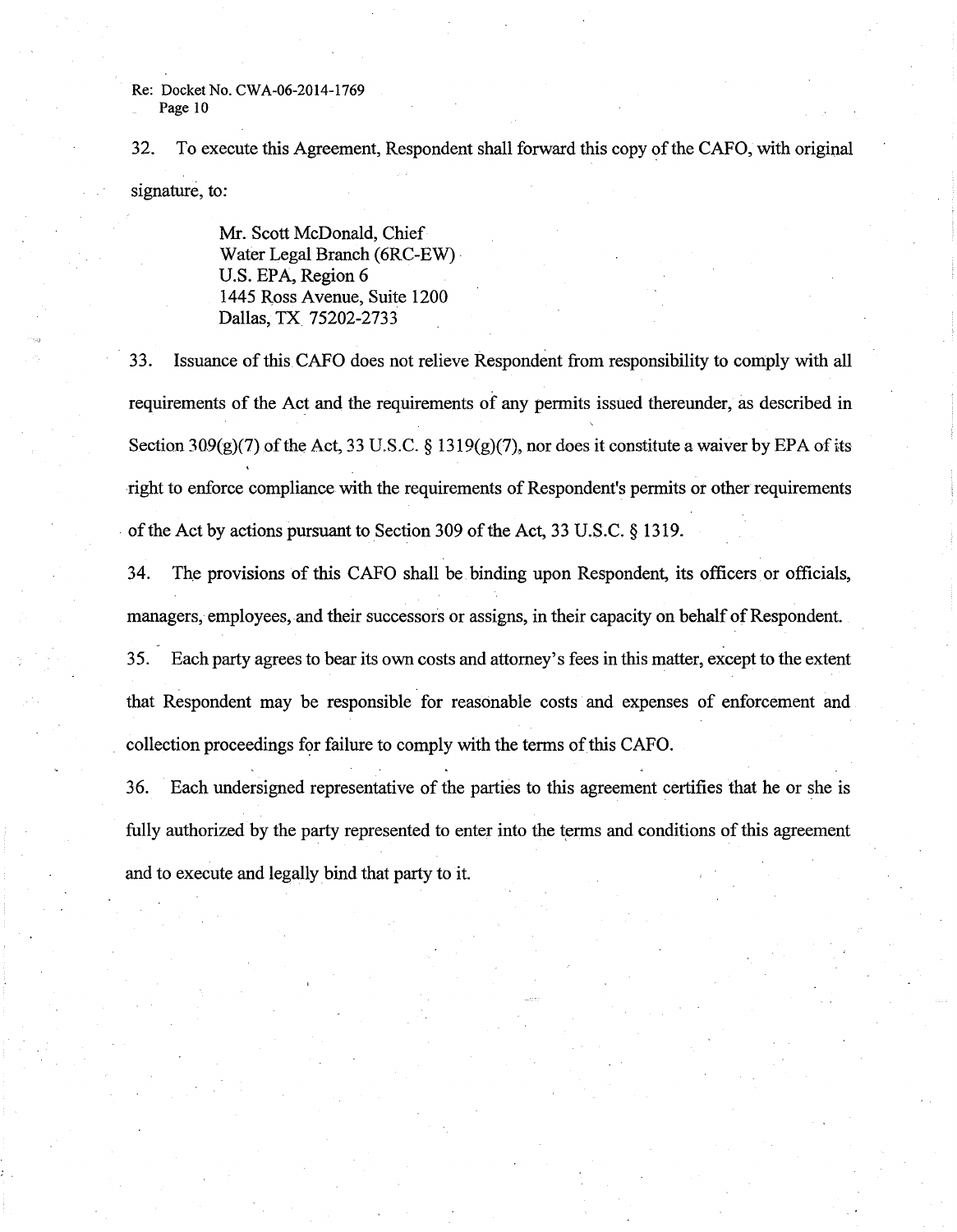32. To execute this Agreement, Respondent shall forward this copy of the CAFO, with original signature, to:

> Mr. Scott McDonald, Chief
> Water Legal Branch (6RC-EW)
> U.S. EPA, Region 6
> 1445 Ross Avenue, Suite 1200
> Dallas, TX 75202-2733

33. Issuance of this CAFO does not relieve Respondent from responsibility to comply with all requirements of the Act and the requirements of any permits issued thereunder, as described in Section 309(g)(7) of the Act, 33 U.S.C. § 1319(g)(7), nor does it constitute a waiver by EPA of its right to enforce compliance with the requirements of Respondent's permits or other requirements of the Act by actions pursuant to Section 309 of the Act, 33 U.S.C. § 1319.

34. The provisions of this CAFO shall be binding upon Respondent, its officers or officials, managers, employees, and their successors or assigns, in their capacity on behalf of Respondent.

35. Each party agrees to bear its own costs and attorney's fees in this matter, except to the extent that Respondent may be responsible for reasonable costs and expenses of enforcement and collection proceedings for failure to comply with the terms of this CAFO.

36. Each undersigned representative of the parties to this agreement certifies that he or she is fully authorized by the party represented to enter into the terms and conditions of this agreement and to execute and legally bind that party to it.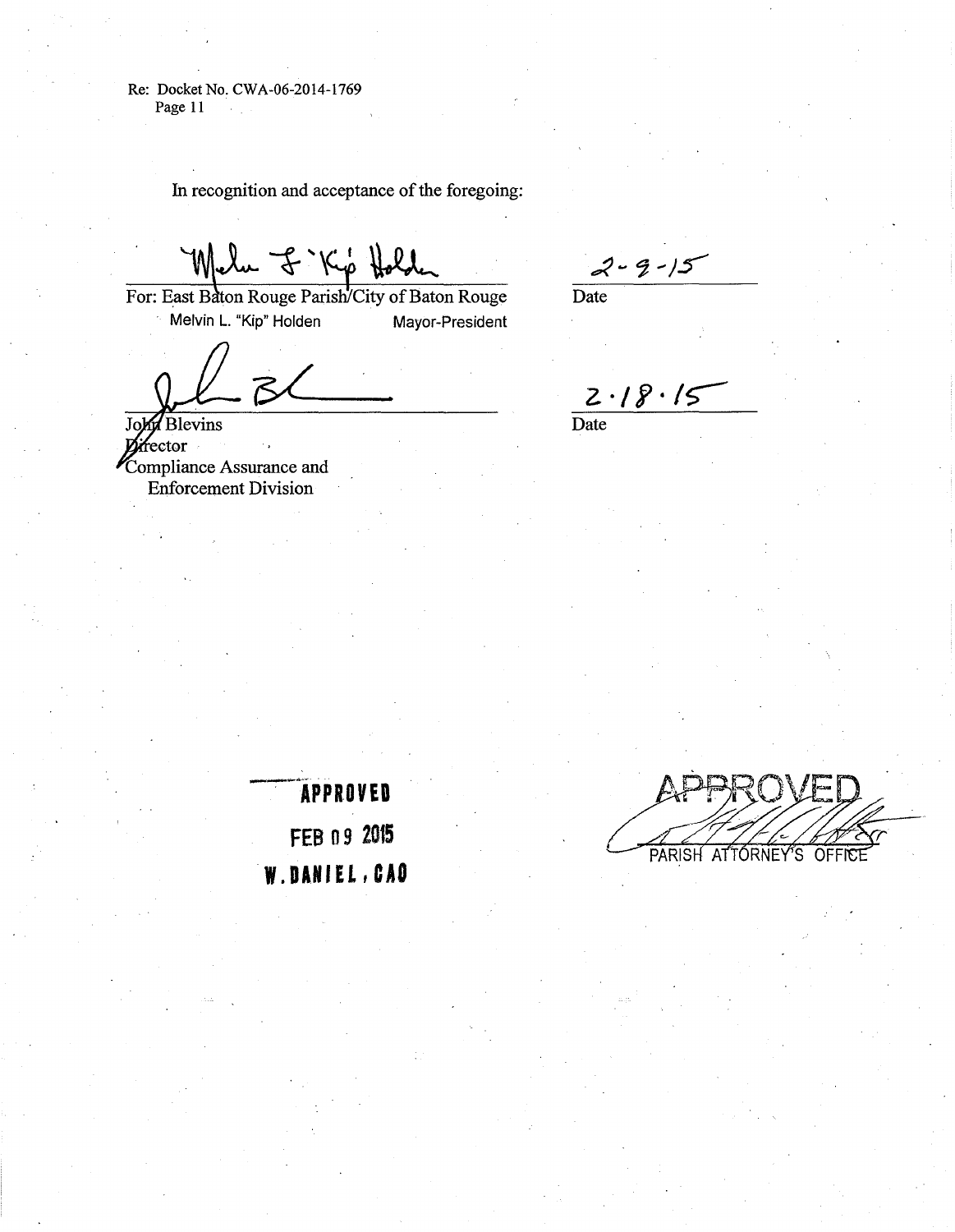Re: Docket No. CWA-06-2014-1769
Page 11

In recognition and acceptance of the foregoing:

For: East Baton Rouge Parish/City of Baton Rouge
Melvin L. "Kip" Holden Mayor-President

2-9-15
Date

John Blevins
Director
Compliance Assurance and
Enforcement Division

2·18·15
Date

**APPROVED**
**FEB 09 2015**
**W. DANIEL, CAO**

APPROVED
PARISH ATTORNEY'S OFFICE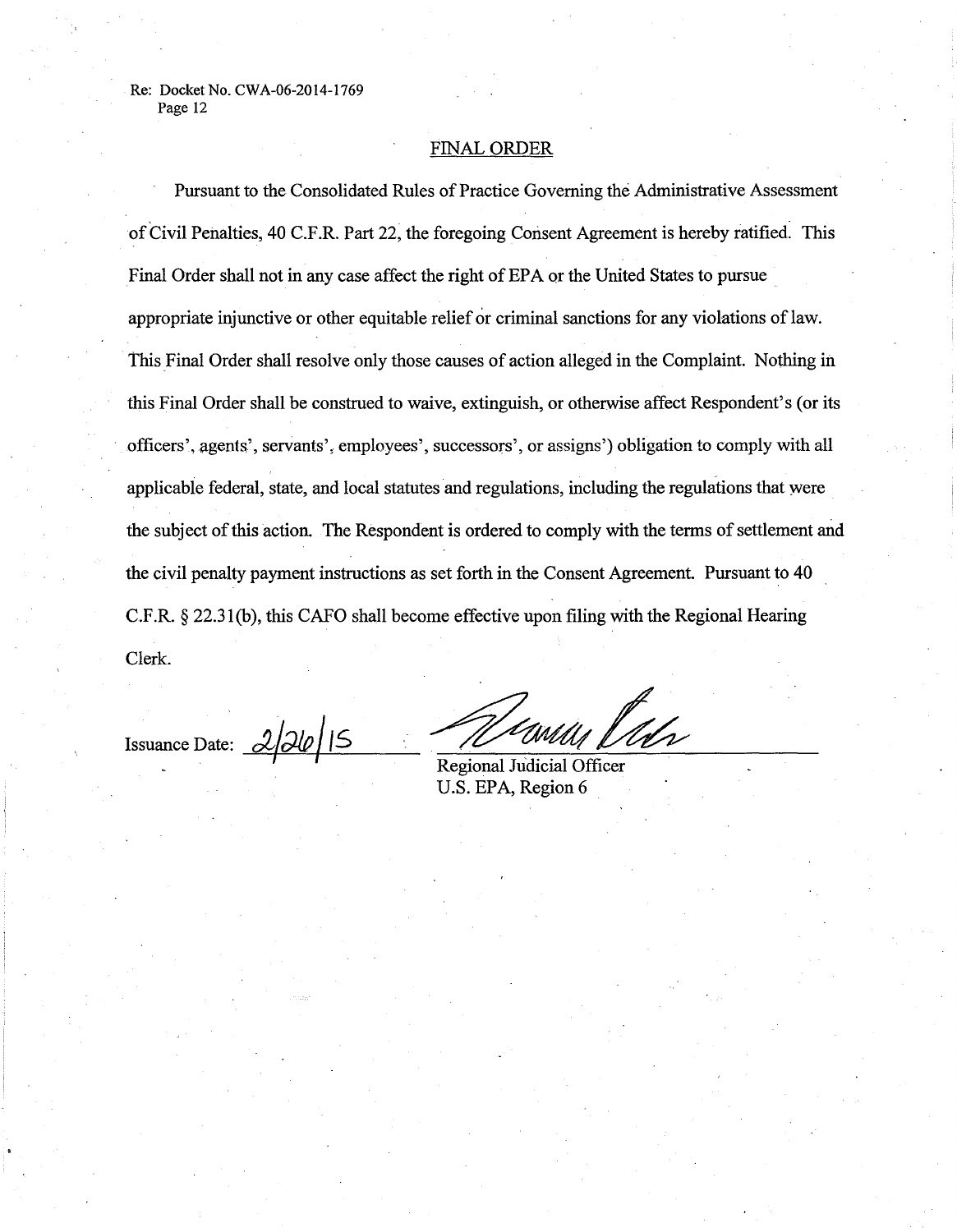## FINAL ORDER

Pursuant to the Consolidated Rules of Practice Governing the Administrative Assessment of Civil Penalties, 40 C.F.R. Part 22, the foregoing Consent Agreement is hereby ratified. This Final Order shall not in any case affect the right of EPA or the United States to pursue appropriate injunctive or other equitable relief or criminal sanctions for any violations of law. This Final Order shall resolve only those causes of action alleged in the Complaint. Nothing in this Final Order shall be construed to waive, extinguish, or otherwise affect Respondent's (or its officers', agents', servants', employees', successors', or assigns') obligation to comply with all applicable federal, state, and local statutes and regulations, including the regulations that were the subject of this action. The Respondent is ordered to comply with the terms of settlement and the civil penalty payment instructions as set forth in the Consent Agreement. Pursuant to 40 C.F.R. § 22.31(b), this CAFO shall become effective upon filing with the Regional Hearing Clerk.

Issuance Date: 2/26/15

Regional Judicial Officer
U.S. EPA, Region 6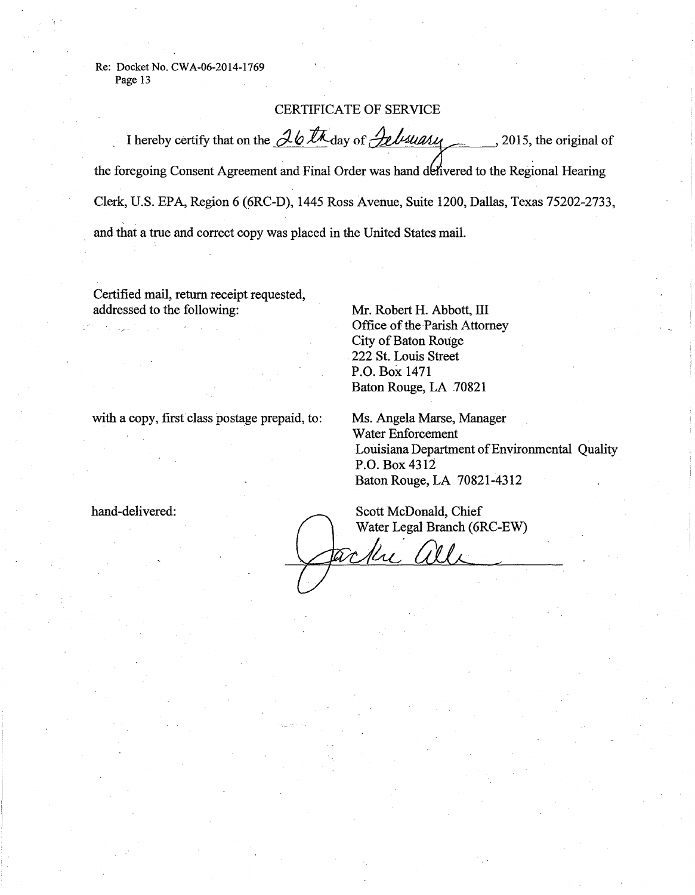## CERTIFICATE OF SERVICE

I hereby certify that on the 26th day of February, 2015, the original of the foregoing Consent Agreement and Final Order was hand delivered to the Regional Hearing Clerk, U.S. EPA, Region 6 (6RC-D), 1445 Ross Avenue, Suite 1200, Dallas, Texas 75202-2733, and that a true and correct copy was placed in the United States mail.

Certified mail, return receipt requested, addressed to the following:

Mr. Robert H. Abbott, III
Office of the Parish Attorney
City of Baton Rouge
222 St. Louis Street
P.O. Box 1471
Baton Rouge, LA 70821

with a copy, first class postage prepaid, to:

Ms. Angela Marse, Manager
Water Enforcement
Louisiana Department of Environmental Quality
P.O. Box 4312
Baton Rouge, LA 70821-4312

hand-delivered:

Scott McDonald, Chief
Water Legal Branch (6RC-EW)

Jackie Allen